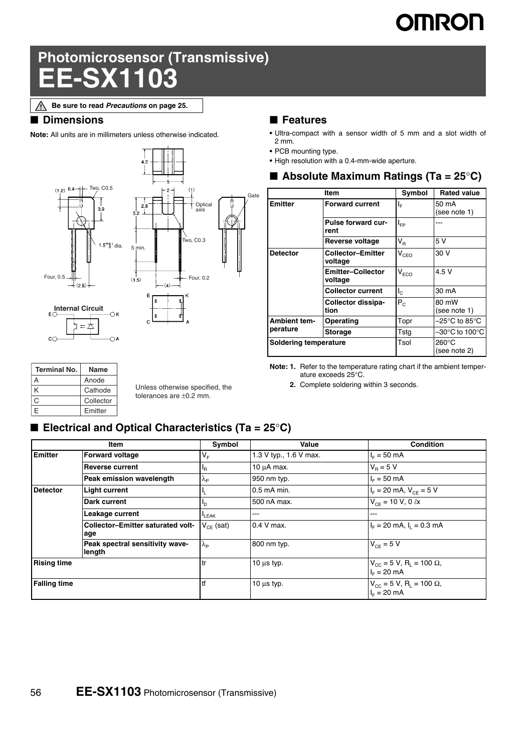# Photomicrosensor (Transmissive)

# EE-SX1103

Be sure to read *Precautions* on page 25.

## ■ Dimensions

**Note:** All units are in millimeters unless otherwise indicated.

**Internal Circuit**

| Terminal No. | Name |
|---|---|
| A | Anode |
| K | Cathode |
| C | Collector |
| E | Emitter |

Unless otherwise specified, the tolerances are ±0.2 mm.

## ■ Features

- Ultra-compact with a sensor width of 5 mm and a slot width of 2 mm.
- PCB mounting type.
- High resolution with a 0.4-mm-wide aperture.

## ■ Absolute Maximum Ratings (Ta = 25°C)

| Item | | Symbol | Rated value |
|---|---|---|---|
| Emitter | Forward current | $I_F$ | 50 mA (see note 1) |
| | Pulse forward current | $I_{FP}$ | --- |
| | Reverse voltage | $V_R$ | 5 V |
| Detector | Collector–Emitter voltage | $V_{CEO}$ | 30 V |
| | Emitter–Collector voltage | $V_{ECO}$ | 4.5 V |
| | Collector current | $I_C$ | 30 mA |
| | Collector dissipation | $P_C$ | 80 mW (see note 1) |
| Ambient temperature | Operating | Topr | –25°C to 85°C |
| | Storage | Tstg | –30°C to 100°C |
| Soldering temperature | | Tsol | 260°C (see note 2) |

**Note: 1.** Refer to the temperature rating chart if the ambient temperature exceeds 25°C.

**2.** Complete soldering within 3 seconds.

## ■ Electrical and Optical Characteristics (Ta = 25°C)

| Item | | Symbol | Value | Condition |
|---|---|---|---|---|
| Emitter | Forward voltage | $V_F$ | 1.3 V typ., 1.6 V max. | $I_F$ = 50 mA |
| | Reverse current | $I_R$ | 10 μA max. | $V_R$ = 5 V |
| | Peak emission wavelength | $\lambda_P$ | 950 nm typ. | $I_F$ = 50 mA |
| Detector | Light current | $I_L$ | 0.5 mA min. | $I_F$ = 20 mA, $V_{CE}$ = 5 V |
| | Dark current | $I_D$ | 500 nA max. | $V_{CE}$ = 10 V, 0 ℓx |
| | Leakage current | $I_{LEAK}$ | --- | --- |
| | Collector–Emitter saturated voltage | $V_{CE}$ (sat) | 0.4 V max. | $I_F$ = 20 mA, $I_L$ = 0.3 mA |
| | Peak spectral sensitivity wavelength | $\lambda_P$ | 800 nm typ. | $V_{CE}$ = 5 V |
| Rising time | | tr | 10 μs typ. | $V_{CC}$ = 5 V, $R_L$ = 100 Ω, $I_F$ = 20 mA |
| Falling time | | tf | 10 μs typ. | $V_{CC}$ = 5 V, $R_L$ = 100 Ω, $I_F$ = 20 mA |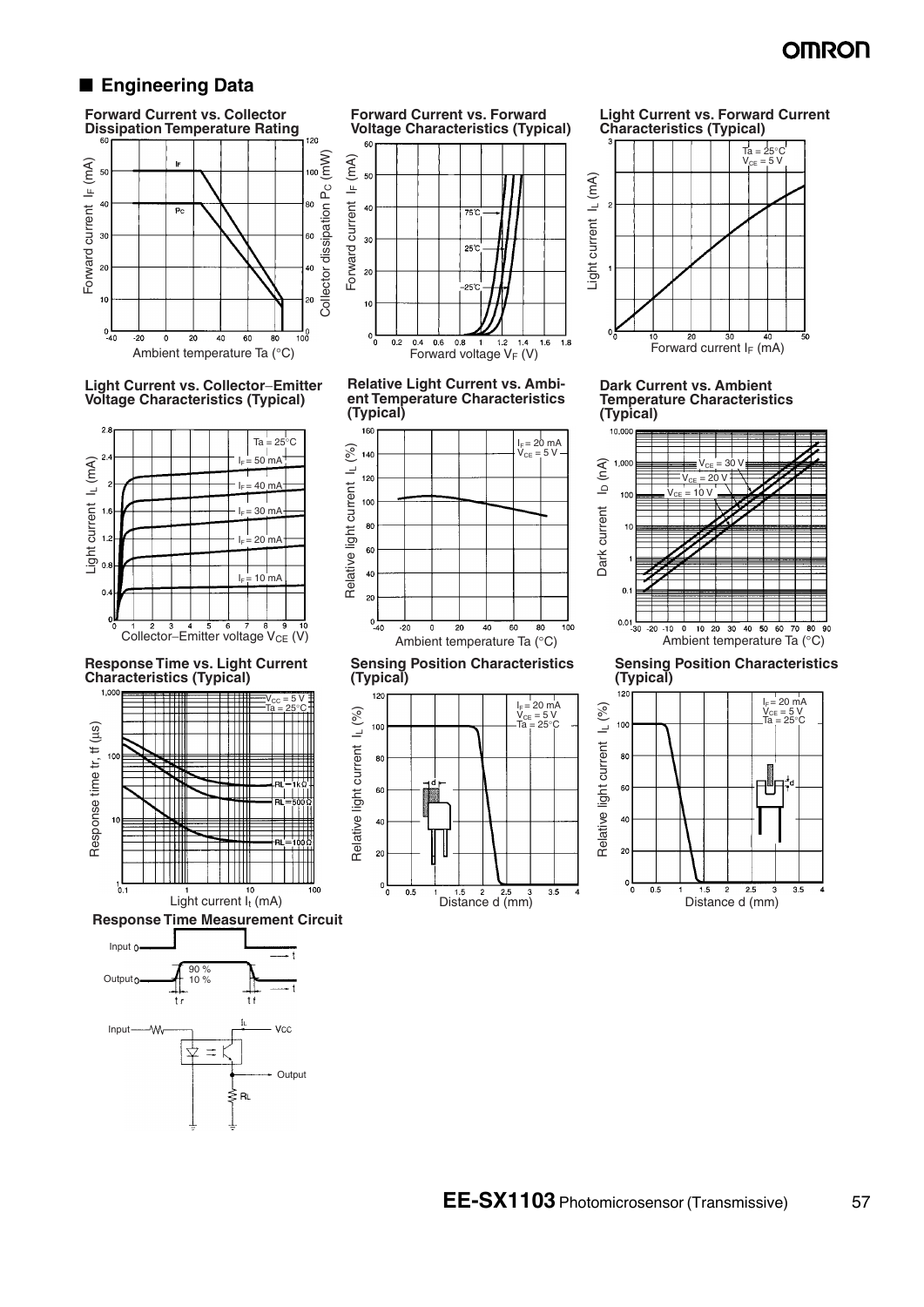## ■ Engineering Data

**Forward Current vs. Collector Dissipation Temperature Rating**

Forward current $I_F$ (mA)

Collector dissipation $P_C$ (mW)

Ambient temperature Ta (°C)

IF

Pc

**Forward Current vs. Forward Voltage Characteristics (Typical)**

Forward current $I_F$ (mA)

Forward voltage $V_F$ (V)

75°C

25°C

−25°C

**Light Current vs. Forward Current Characteristics (Typical)**

Ta = 25°C
$V_{CE}$ = 5 V

Light current $I_L$ (mA)

Forward current $I_F$ (mA)

**Light Current vs. Collector−Emitter Voltage Characteristics (Typical)**

Ta = 25°C

$I_F$ = 50 mA

$I_F$ = 40 mA

$I_F$ = 30 mA

$I_F$ = 20 mA

$I_F$ = 10 mA

Light current $I_L$ (mA)

Collector−Emitter voltage $V_{CE}$ (V)

**Relative Light Current vs. Ambient Temperature Characteristics (Typical)**

$I_F$ = 20 mA
$V_{CE}$ = 5 V

Relative light current $I_L$ (%)

Ambient temperature Ta (°C)

**Dark Current vs. Ambient Temperature Characteristics (Typical)**

$V_{CE}$ = 30 V

$V_{CE}$ = 20 V

$V_{CE}$ = 10 V

Dark current $I_D$ (nA)

Ambient temperature Ta (°C)

**Response Time vs. Light Current Characteristics (Typical)**

$V_{CC}$ = 5 V
Ta = 25°C

RL = 1 kΩ

RL = 500 Ω

RL = 100 Ω

Response time tr, tf (μs)

Light current $I_t$ (mA)

**Sensing Position Characteristics (Typical)**

$I_F$ = 20 mA
$V_{CE}$ = 5 V
Ta = 25°C

Relative light current $I_L$ (%)

Distance d (mm)

**Sensing Position Characteristics (Typical)**

$I_F$ = 20 mA
$V_{CE}$ = 5 V
Ta = 25°C

Relative light current $I_L$ (%)

Distance d (mm)

**Response Time Measurement Circuit**

Input

Output

90 %
10 %

t r

t f

Input

$I_L$

Vcc

Output

RL

**EE-SX1103** Photomicrosensor (Transmissive)